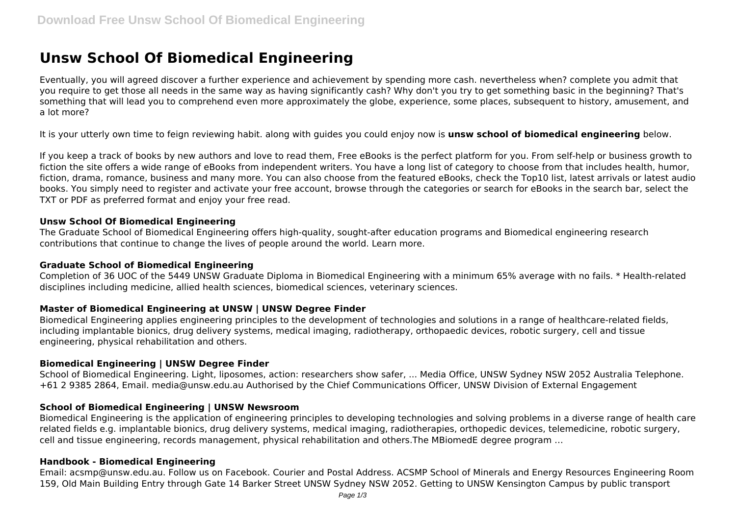# Unsw School Of Biomedical Engineering

Eventually, you will agreed discover a further experience and achievement by spending more cash. nevertheless when? complete you admit that you require to get those all needs in the same way as having significantly cash? Why don't you try to get something basic in the beginning? That's something that will lead you to comprehend even more approximately the globe, experience, some places, subsequent to history, amusement, and a lot more?

It is your utterly own time to feign reviewing habit. along with guides you could enjoy now is **unsw school of biomedical engineering** below.

If you keep a track of books by new authors and love to read them, Free eBooks is the perfect platform for you. From self-help or business growth to fiction the site offers a wide range of eBooks from independent writers. You have a long list of category to choose from that includes health, humor, fiction, drama, romance, business and many more. You can also choose from the featured eBooks, check the Top10 list, latest arrivals or latest audio books. You simply need to register and activate your free account, browse through the categories or search for eBooks in the search bar, select the TXT or PDF as preferred format and enjoy your free read.

### Unsw School Of Biomedical Engineering

The Graduate School of Biomedical Engineering offers high-quality, sought-after education programs and Biomedical engineering research contributions that continue to change the lives of people around the world. Learn more.

### Graduate School of Biomedical Engineering

Completion of 36 UOC of the 5449 UNSW Graduate Diploma in Biomedical Engineering with a minimum 65% average with no fails. * Health-related disciplines including medicine, allied health sciences, biomedical sciences, veterinary sciences.

### Master of Biomedical Engineering at UNSW | UNSW Degree Finder

Biomedical Engineering applies engineering principles to the development of technologies and solutions in a range of healthcare-related fields, including implantable bionics, drug delivery systems, medical imaging, radiotherapy, orthopaedic devices, robotic surgery, cell and tissue engineering, physical rehabilitation and others.

### Biomedical Engineering | UNSW Degree Finder

School of Biomedical Engineering. Light, liposomes, action: researchers show safer, ... Media Office, UNSW Sydney NSW 2052 Australia Telephone. +61 2 9385 2864, Email. media@unsw.edu.au Authorised by the Chief Communications Officer, UNSW Division of External Engagement

### School of Biomedical Engineering | UNSW Newsroom

Biomedical Engineering is the application of engineering principles to developing technologies and solving problems in a diverse range of health care related fields e.g. implantable bionics, drug delivery systems, medical imaging, radiotherapies, orthopedic devices, telemedicine, robotic surgery, cell and tissue engineering, records management, physical rehabilitation and others.The MBiomedE degree program ...

### Handbook - Biomedical Engineering

Email: acsmp@unsw.edu.au. Follow us on Facebook. Courier and Postal Address. ACSMP School of Minerals and Energy Resources Engineering Room 159, Old Main Building Entry through Gate 14 Barker Street UNSW Sydney NSW 2052. Getting to UNSW Kensington Campus by public transport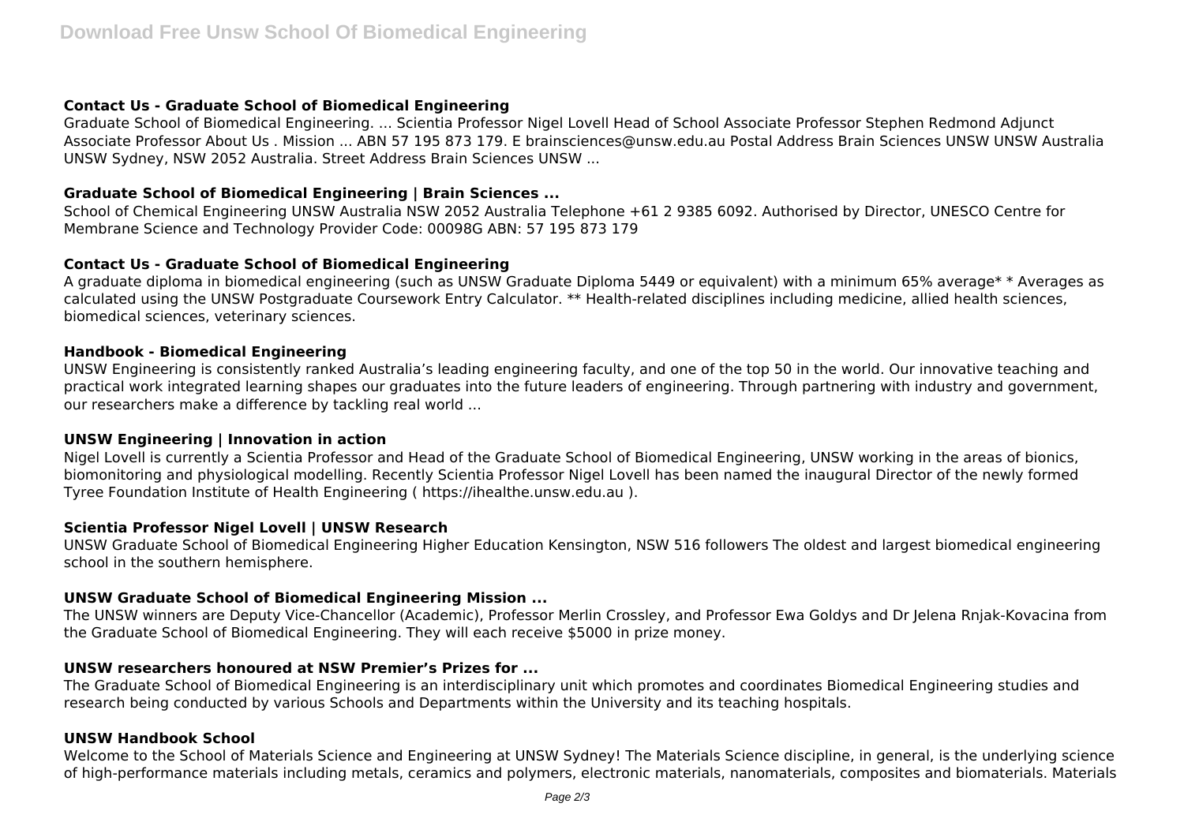### Contact Us - Graduate School of Biomedical Engineering

Graduate School of Biomedical Engineering. ... Scientia Professor Nigel Lovell Head of School Associate Professor Stephen Redmond Adjunct Associate Professor About Us . Mission ... ABN 57 195 873 179. E brainsciences@unsw.edu.au Postal Address Brain Sciences UNSW UNSW Australia UNSW Sydney, NSW 2052 Australia. Street Address Brain Sciences UNSW ...

### Graduate School of Biomedical Engineering | Brain Sciences ...

School of Chemical Engineering UNSW Australia NSW 2052 Australia Telephone +61 2 9385 6092. Authorised by Director, UNESCO Centre for Membrane Science and Technology Provider Code: 00098G ABN: 57 195 873 179

### Contact Us - Graduate School of Biomedical Engineering

A graduate diploma in biomedical engineering (such as UNSW Graduate Diploma 5449 or equivalent) with a minimum 65% average* * Averages as calculated using the UNSW Postgraduate Coursework Entry Calculator. ** Health-related disciplines including medicine, allied health sciences, biomedical sciences, veterinary sciences.

### Handbook - Biomedical Engineering

UNSW Engineering is consistently ranked Australia's leading engineering faculty, and one of the top 50 in the world. Our innovative teaching and practical work integrated learning shapes our graduates into the future leaders of engineering. Through partnering with industry and government, our researchers make a difference by tackling real world ...

### UNSW Engineering | Innovation in action

Nigel Lovell is currently a Scientia Professor and Head of the Graduate School of Biomedical Engineering, UNSW working in the areas of bionics, biomonitoring and physiological modelling. Recently Scientia Professor Nigel Lovell has been named the inaugural Director of the newly formed Tyree Foundation Institute of Health Engineering ( https://ihealthe.unsw.edu.au ).

### Scientia Professor Nigel Lovell | UNSW Research

UNSW Graduate School of Biomedical Engineering Higher Education Kensington, NSW 516 followers The oldest and largest biomedical engineering school in the southern hemisphere.

### UNSW Graduate School of Biomedical Engineering Mission ...

The UNSW winners are Deputy Vice-Chancellor (Academic), Professor Merlin Crossley, and Professor Ewa Goldys and Dr Jelena Rnjak-Kovacina from the Graduate School of Biomedical Engineering. They will each receive $5000 in prize money.

### UNSW researchers honoured at NSW Premier's Prizes for ...

The Graduate School of Biomedical Engineering is an interdisciplinary unit which promotes and coordinates Biomedical Engineering studies and research being conducted by various Schools and Departments within the University and its teaching hospitals.

### UNSW Handbook School

Welcome to the School of Materials Science and Engineering at UNSW Sydney! The Materials Science discipline, in general, is the underlying science of high-performance materials including metals, ceramics and polymers, electronic materials, nanomaterials, composites and biomaterials. Materials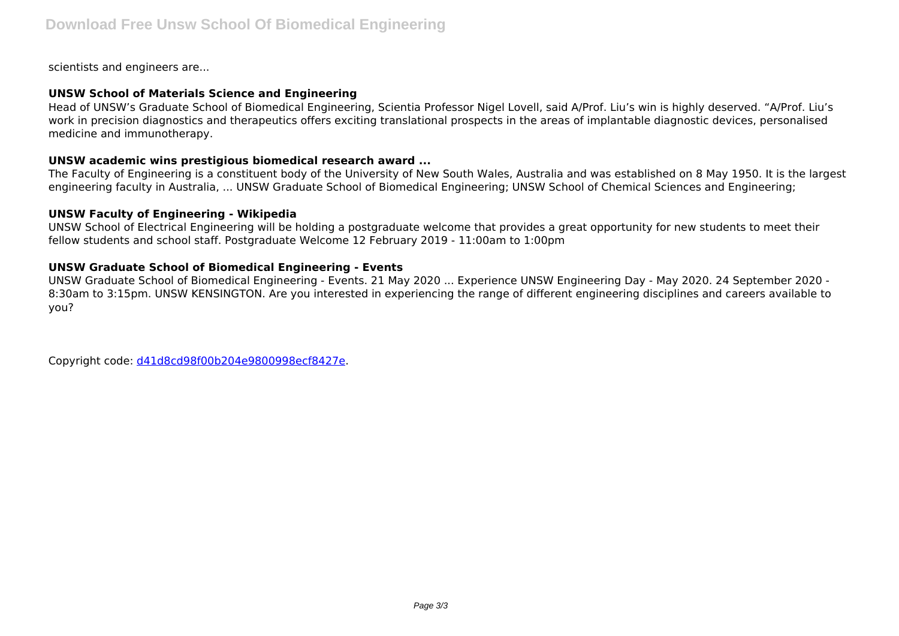scientists and engineers are...

**UNSW School of Materials Science and Engineering**

Head of UNSW's Graduate School of Biomedical Engineering, Scientia Professor Nigel Lovell, said A/Prof. Liu's win is highly deserved. "A/Prof. Liu's work in precision diagnostics and therapeutics offers exciting translational prospects in the areas of implantable diagnostic devices, personalised medicine and immunotherapy.

**UNSW academic wins prestigious biomedical research award ...**

The Faculty of Engineering is a constituent body of the University of New South Wales, Australia and was established on 8 May 1950. It is the largest engineering faculty in Australia, ... UNSW Graduate School of Biomedical Engineering; UNSW School of Chemical Sciences and Engineering;

**UNSW Faculty of Engineering - Wikipedia**

UNSW School of Electrical Engineering will be holding a postgraduate welcome that provides a great opportunity for new students to meet their fellow students and school staff. Postgraduate Welcome 12 February 2019 - 11:00am to 1:00pm

**UNSW Graduate School of Biomedical Engineering - Events**

UNSW Graduate School of Biomedical Engineering - Events. 21 May 2020 ... Experience UNSW Engineering Day - May 2020. 24 September 2020 - 8:30am to 3:15pm. UNSW KENSINGTON. Are you interested in experiencing the range of different engineering disciplines and careers available to you?

Copyright code: d41d8cd98f00b204e9800998ecf8427e.